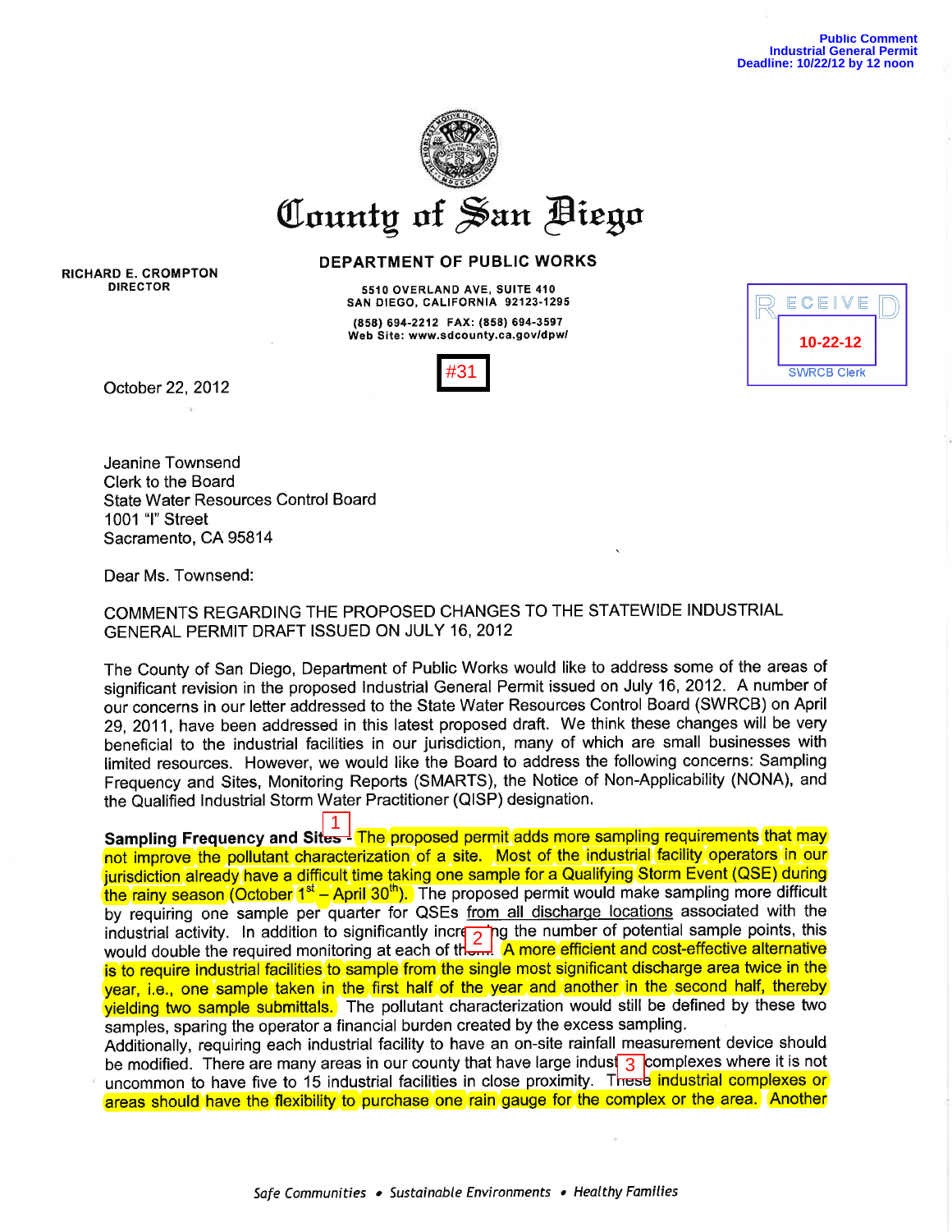Public Comment
Industrial General Permit
Deadline: 10/22/12 by 12 noon

# County of San Diego

RICHARD E. CROMPTON
DIRECTOR

**DEPARTMENT OF PUBLIC WORKS**

5510 OVERLAND AVE, SUITE 410
SAN DIEGO, CALIFORNIA 92123-1295
(858) 694-2212 FAX: (858) 694-3597
Web Site: www.sdcounty.ca.gov/dpw/

#31

RECEIVED
10-22-12
SWRCB Clerk

October 22, 2012

Jeanine Townsend
Clerk to the Board
State Water Resources Control Board
1001 "I" Street
Sacramento, CA 95814

Dear Ms. Townsend:

COMMENTS REGARDING THE PROPOSED CHANGES TO THE STATEWIDE INDUSTRIAL GENERAL PERMIT DRAFT ISSUED ON JULY 16, 2012

The County of San Diego, Department of Public Works would like to address some of the areas of significant revision in the proposed Industrial General Permit issued on July 16, 2012. A number of our concerns in our letter addressed to the State Water Resources Control Board (SWRCB) on April 29, 2011, have been addressed in this latest proposed draft. We think these changes will be very beneficial to the industrial facilities in our jurisdiction, many of which are small businesses with limited resources. However, we would like the Board to address the following concerns: Sampling Frequency and Sites, Monitoring Reports (SMARTS), the Notice of Non-Applicability (NONA), and the Qualified Industrial Storm Water Practitioner (QISP) designation.

**Sampling Frequency and Sites** - 1 The proposed permit adds more sampling requirements that may not improve the pollutant characterization of a site. Most of the industrial facility operators in our jurisdiction already have a difficult time taking one sample for a Qualifying Storm Event (QSE) during the rainy season (October 1st – April 30th). The proposed permit would make sampling more difficult by requiring one sample per quarter for QSEs from all discharge locations associated with the industrial activity. In addition to significantly increasing the number of potential sample points, this would double the required monitoring at each of them. 2 A more efficient and cost-effective alternative is to require industrial facilities to sample from the single most significant discharge area twice in the year, i.e., one sample taken in the first half of the year and another in the second half, thereby yielding two sample submittals. The pollutant characterization would still be defined by these two samples, sparing the operator a financial burden created by the excess sampling.
Additionally, requiring each industrial facility to have an on-site rainfall measurement device should be modified. There are many areas in our county that have large industrial 3 complexes where it is not uncommon to have five to 15 industrial facilities in close proximity. These industrial complexes or areas should have the flexibility to purchase one rain gauge for the complex or the area. Another

*Safe Communities • Sustainable Environments • Healthy Families*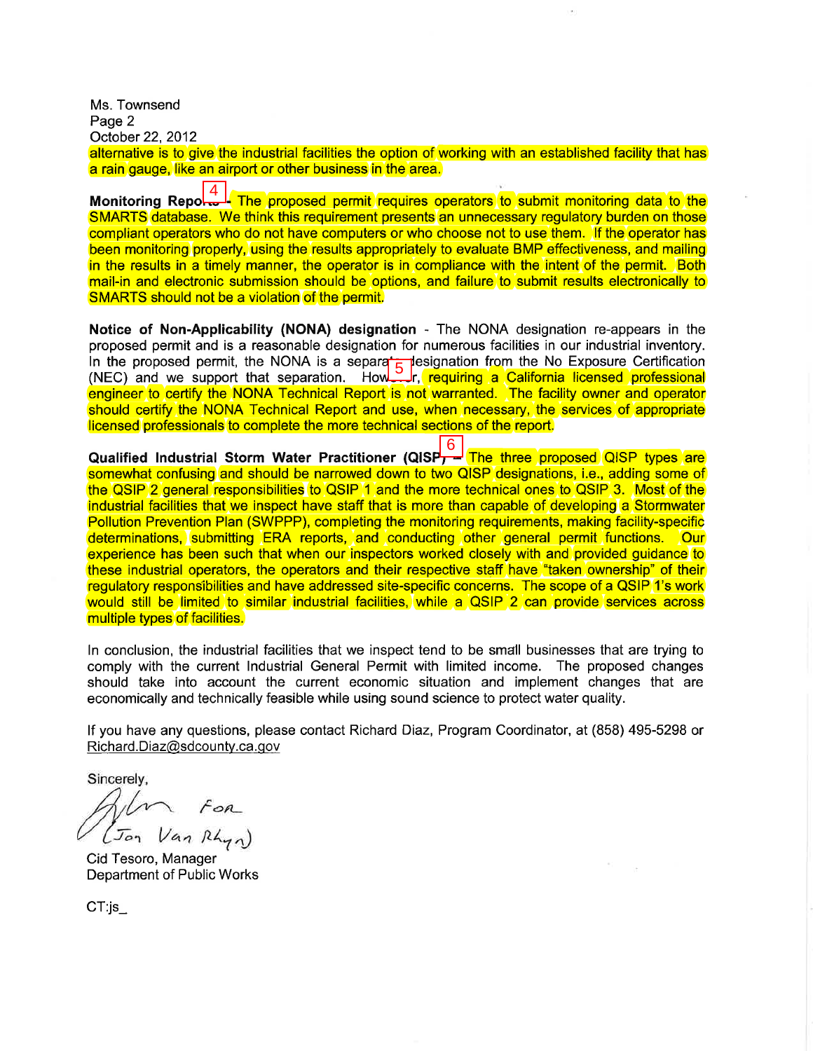Ms. Townsend
Page 2
October 22, 2012

alternative is to give the industrial facilities the option of working with an established facility that has a rain gauge, like an airport or other business in the area.

**Monitoring Reports** [4] - The proposed permit requires operators to submit monitoring data to the SMARTS database. We think this requirement presents an unnecessary regulatory burden on those compliant operators who do not have computers or who choose not to use them. If the operator has been monitoring properly, using the results appropriately to evaluate BMP effectiveness, and mailing in the results in a timely manner, the operator is in compliance with the intent of the permit. Both mail-in and electronic submission should be options, and failure to submit results electronically to SMARTS should not be a violation of the permit.

**Notice of Non-Applicability (NONA) designation** - The NONA designation re-appears in the proposed permit and is a reasonable designation for numerous facilities in our industrial inventory. In the proposed permit, the NONA is a separate designation from the No Exposure Certification (NEC) and we support that separation. However [5], requiring a California licensed professional engineer to certify the NONA Technical Report is not warranted. The facility owner and operator should certify the NONA Technical Report and use, when necessary, the services of appropriate licensed professionals to complete the more technical sections of the report.

**Qualified Industrial Storm Water Practitioner (QISP)** [6] – The three proposed QISP types are somewhat confusing and should be narrowed down to two QISP designations, i.e., adding some of the QSIP 2 general responsibilities to QSIP 1 and the more technical ones to QSIP 3. Most of the industrial facilities that we inspect have staff that is more than capable of developing a Stormwater Pollution Prevention Plan (SWPPP), completing the monitoring requirements, making facility-specific determinations, submitting ERA reports, and conducting other general permit functions. Our experience has been such that when our inspectors worked closely with and provided guidance to these industrial operators, the operators and their respective staff have "taken ownership" of their regulatory responsibilities and have addressed site-specific concerns. The scope of a QSIP 1's work would still be limited to similar industrial facilities, while a QSIP 2 can provide services across multiple types of facilities.

In conclusion, the industrial facilities that we inspect tend to be small businesses that are trying to comply with the current Industrial General Permit with limited income. The proposed changes should take into account the current economic situation and implement changes that are economically and technically feasible while using sound science to protect water quality.

If you have any questions, please contact Richard Diaz, Program Coordinator, at (858) 495-5298 or Richard.Diaz@sdcounty.ca.gov

Sincerely,

For (Jon Van Rhyn)

Cid Tesoro, Manager
Department of Public Works

CT:js_